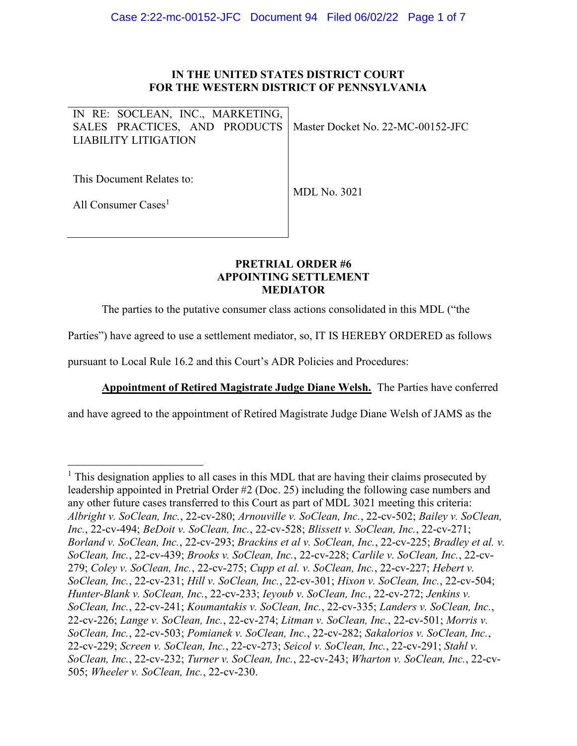**IN THE UNITED STATES DISTRICT COURT**
**FOR THE WESTERN DISTRICT OF PENNSYLVANIA**

| | |
|---|---|
| IN RE: SOCLEAN, INC., MARKETING, SALES PRACTICES, AND PRODUCTS LIABILITY LITIGATION | Master Docket No. 22-MC-00152-JFC |
| This Document Relates to:<br><br>All Consumer Cases[1] | MDL No. 3021 |

**PRETRIAL ORDER #6**
**APPOINTING SETTLEMENT MEDIATOR**

The parties to the putative consumer class actions consolidated in this MDL ("the Parties") have agreed to use a settlement mediator, so, IT IS HEREBY ORDERED as follows pursuant to Local Rule 16.2 and this Court's ADR Policies and Procedures:

**Appointment of Retired Magistrate Judge Diane Welsh.** The Parties have conferred and have agreed to the appointment of Retired Magistrate Judge Diane Welsh of JAMS as the

---

[1] This designation applies to all cases in this MDL that are having their claims prosecuted by leadership appointed in Pretrial Order #2 (Doc. 25) including the following case numbers and any other future cases transferred to this Court as part of MDL 3021 meeting this criteria: *Albright v. SoClean, Inc.*, 22-cv-280; *Arnouville v. SoClean, Inc.*, 22-cv-502; *Bailey v. SoClean, Inc.*, 22-cv-494; *BeDoit v. SoClean, Inc.*, 22-cv-528; *Blissett v. SoClean, Inc.*, 22-cv-271; *Borland v. SoClean, Inc.*, 22-cv-293; *Brackins et al v. SoClean, Inc.*, 22-cv-225; *Bradley et al. v. SoClean, Inc.*, 22-cv-439; *Brooks v. SoClean, Inc.*, 22-cv-228; *Carlile v. SoClean, Inc.*, 22-cv-279; *Coley v. SoClean, Inc.*, 22-cv-275; *Cupp et al. v. SoClean, Inc.*, 22-cv-227; *Hebert v. SoClean, Inc.*, 22-cv-231; *Hill v. SoClean, Inc.*, 22-cv-301; *Hixon v. SoClean, Inc.*, 22-cv-504; *Hunter-Blank v. SoClean, Inc.*, 22-cv-233; *Ieyoub v. SoClean, Inc.*, 22-cv-272; *Jenkins v. SoClean, Inc.*, 22-cv-241; *Koumantakis v. SoClean, Inc.*, 22-cv-335; *Landers v. SoClean, Inc.*, 22-cv-226; *Lange v. SoClean, Inc.*, 22-cv-274; *Litman v. SoClean, Inc.*, 22-cv-501; *Morris v. SoClean, Inc.*, 22-cv-503; *Pomianek v. SoClean, Inc.*, 22-cv-282; *Sakalorios v. SoClean, Inc.*, 22-cv-229; *Screen v. SoClean, Inc.*, 22-cv-273; *Seicol v. SoClean, Inc.*, 22-cv-291; *Stahl v. SoClean, Inc.*, 22-cv-232; *Turner v. SoClean, Inc.*, 22-cv-243; *Wharton v. SoClean, Inc.*, 22-cv-505; *Wheeler v. SoClean, Inc.*, 22-cv-230.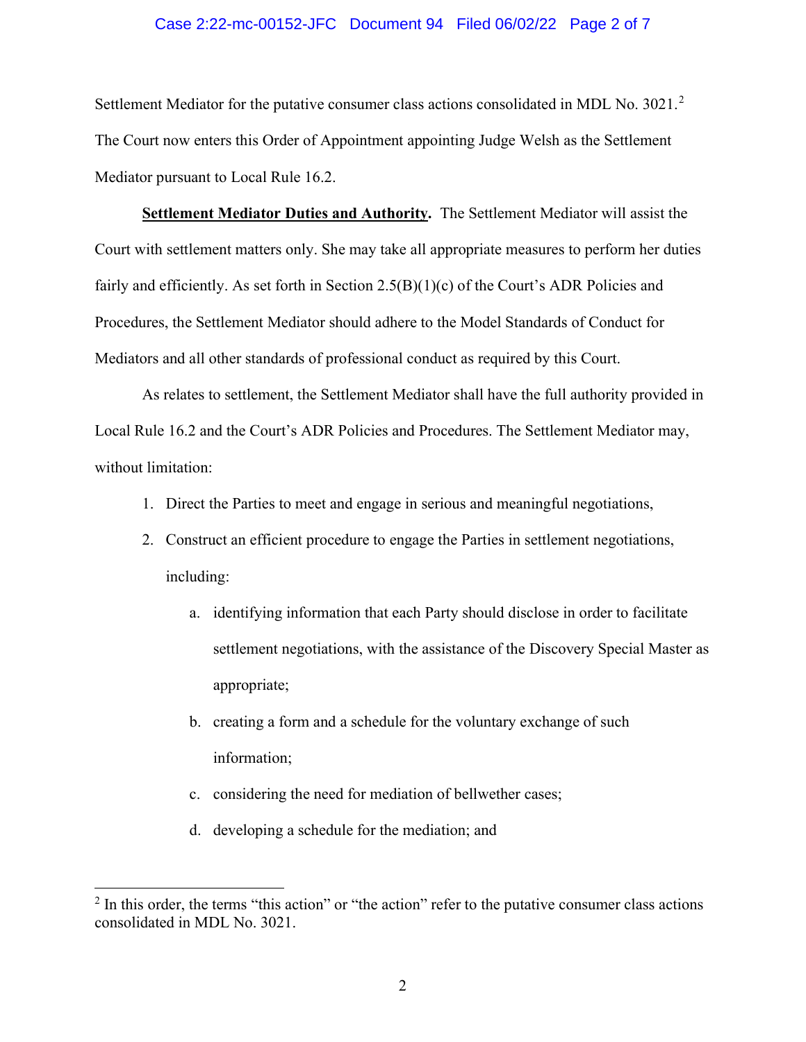Settlement Mediator for the putative consumer class actions consolidated in MDL No. 3021.[2] The Court now enters this Order of Appointment appointing Judge Welsh as the Settlement Mediator pursuant to Local Rule 16.2.

**Settlement Mediator Duties and Authority.** The Settlement Mediator will assist the Court with settlement matters only. She may take all appropriate measures to perform her duties fairly and efficiently. As set forth in Section 2.5(B)(1)(c) of the Court's ADR Policies and Procedures, the Settlement Mediator should adhere to the Model Standards of Conduct for Mediators and all other standards of professional conduct as required by this Court.

As relates to settlement, the Settlement Mediator shall have the full authority provided in Local Rule 16.2 and the Court's ADR Policies and Procedures. The Settlement Mediator may, without limitation:

1. Direct the Parties to meet and engage in serious and meaningful negotiations,
2. Construct an efficient procedure to engage the Parties in settlement negotiations, including:
    a. identifying information that each Party should disclose in order to facilitate settlement negotiations, with the assistance of the Discovery Special Master as appropriate;
    b. creating a form and a schedule for the voluntary exchange of such information;
    c. considering the need for mediation of bellwether cases;
    d. developing a schedule for the mediation; and

[2] In this order, the terms "this action" or "the action" refer to the putative consumer class actions consolidated in MDL No. 3021.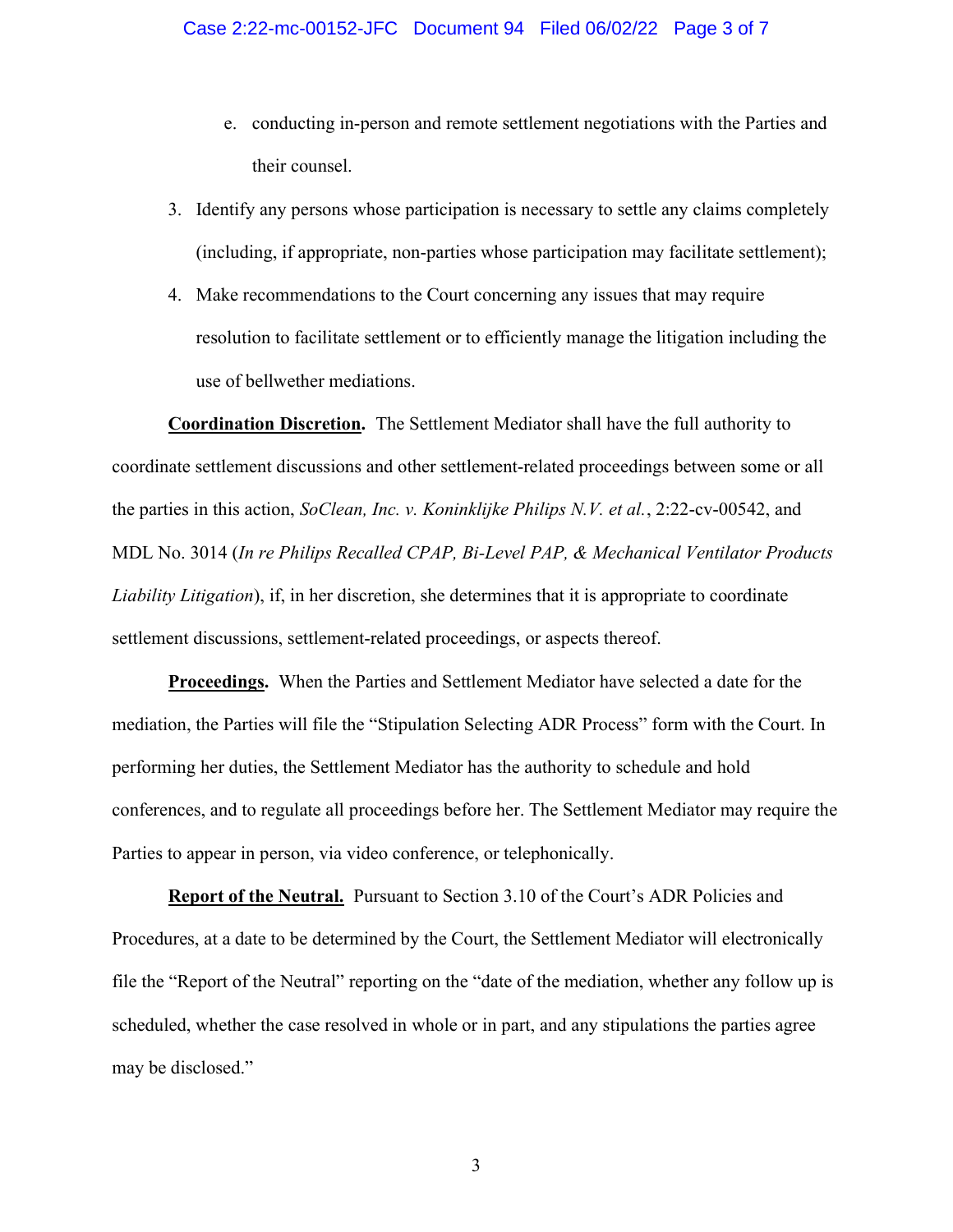e. conducting in-person and remote settlement negotiations with the Parties and their counsel.

3. Identify any persons whose participation is necessary to settle any claims completely (including, if appropriate, non-parties whose participation may facilitate settlement);
4. Make recommendations to the Court concerning any issues that may require resolution to facilitate settlement or to efficiently manage the litigation including the use of bellwether mediations.

**Coordination Discretion.** The Settlement Mediator shall have the full authority to coordinate settlement discussions and other settlement-related proceedings between some or all the parties in this action, *SoClean, Inc. v. Koninklijke Philips N.V. et al.*, 2:22-cv-00542, and MDL No. 3014 (*In re Philips Recalled CPAP, Bi-Level PAP, & Mechanical Ventilator Products Liability Litigation*), if, in her discretion, she determines that it is appropriate to coordinate settlement discussions, settlement-related proceedings, or aspects thereof.

**Proceedings.** When the Parties and Settlement Mediator have selected a date for the mediation, the Parties will file the "Stipulation Selecting ADR Process" form with the Court. In performing her duties, the Settlement Mediator has the authority to schedule and hold conferences, and to regulate all proceedings before her. The Settlement Mediator may require the Parties to appear in person, via video conference, or telephonically.

**Report of the Neutral.** Pursuant to Section 3.10 of the Court's ADR Policies and Procedures, at a date to be determined by the Court, the Settlement Mediator will electronically file the "Report of the Neutral" reporting on the "date of the mediation, whether any follow up is scheduled, whether the case resolved in whole or in part, and any stipulations the parties agree may be disclosed."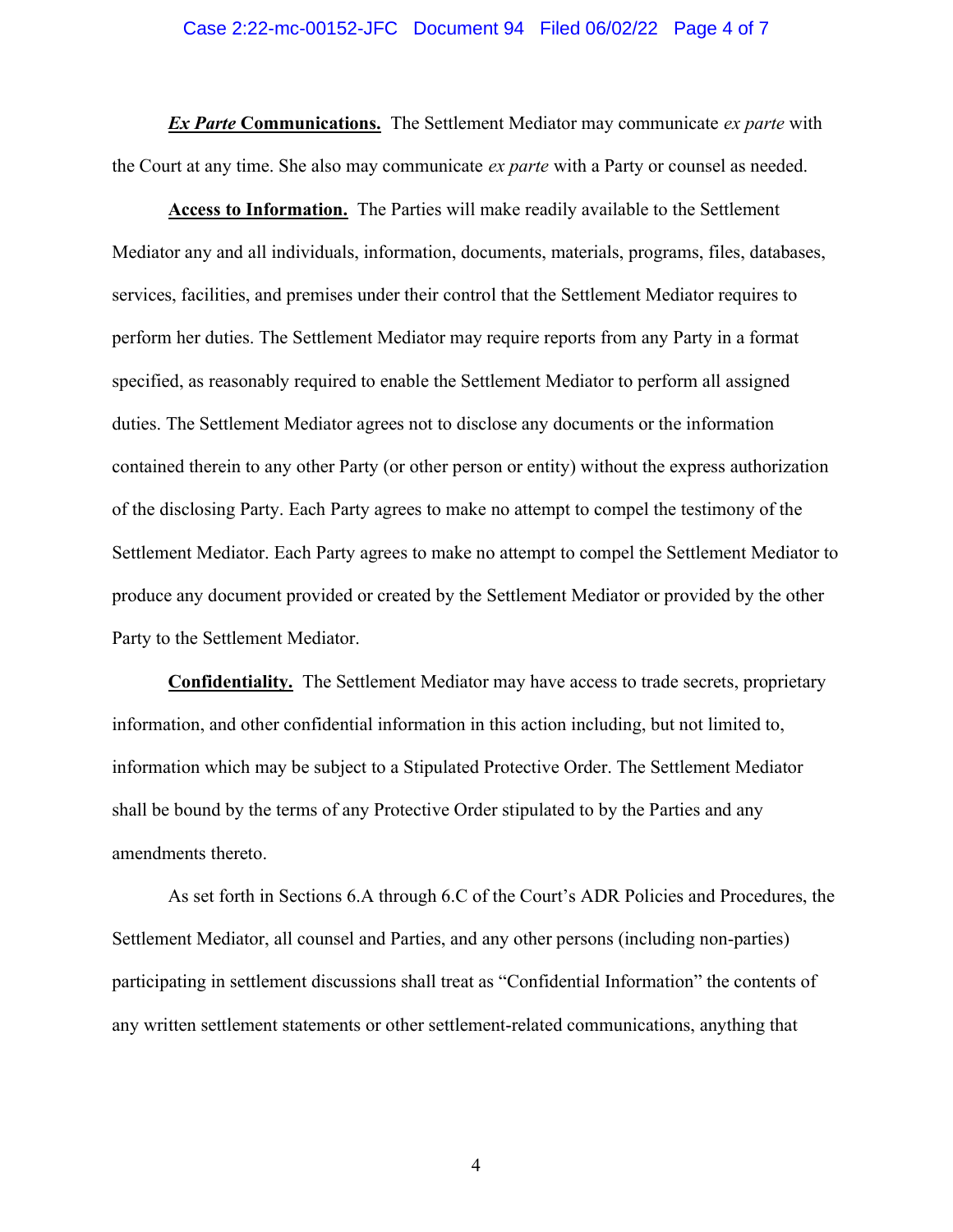***Ex Parte* Communications.** The Settlement Mediator may communicate *ex parte* with the Court at any time. She also may communicate *ex parte* with a Party or counsel as needed.

**Access to Information.** The Parties will make readily available to the Settlement Mediator any and all individuals, information, documents, materials, programs, files, databases, services, facilities, and premises under their control that the Settlement Mediator requires to perform her duties. The Settlement Mediator may require reports from any Party in a format specified, as reasonably required to enable the Settlement Mediator to perform all assigned duties. The Settlement Mediator agrees not to disclose any documents or the information contained therein to any other Party (or other person or entity) without the express authorization of the disclosing Party. Each Party agrees to make no attempt to compel the testimony of the Settlement Mediator. Each Party agrees to make no attempt to compel the Settlement Mediator to produce any document provided or created by the Settlement Mediator or provided by the other Party to the Settlement Mediator.

**Confidentiality.** The Settlement Mediator may have access to trade secrets, proprietary information, and other confidential information in this action including, but not limited to, information which may be subject to a Stipulated Protective Order. The Settlement Mediator shall be bound by the terms of any Protective Order stipulated to by the Parties and any amendments thereto.

As set forth in Sections 6.A through 6.C of the Court's ADR Policies and Procedures, the Settlement Mediator, all counsel and Parties, and any other persons (including non-parties) participating in settlement discussions shall treat as "Confidential Information" the contents of any written settlement statements or other settlement-related communications, anything that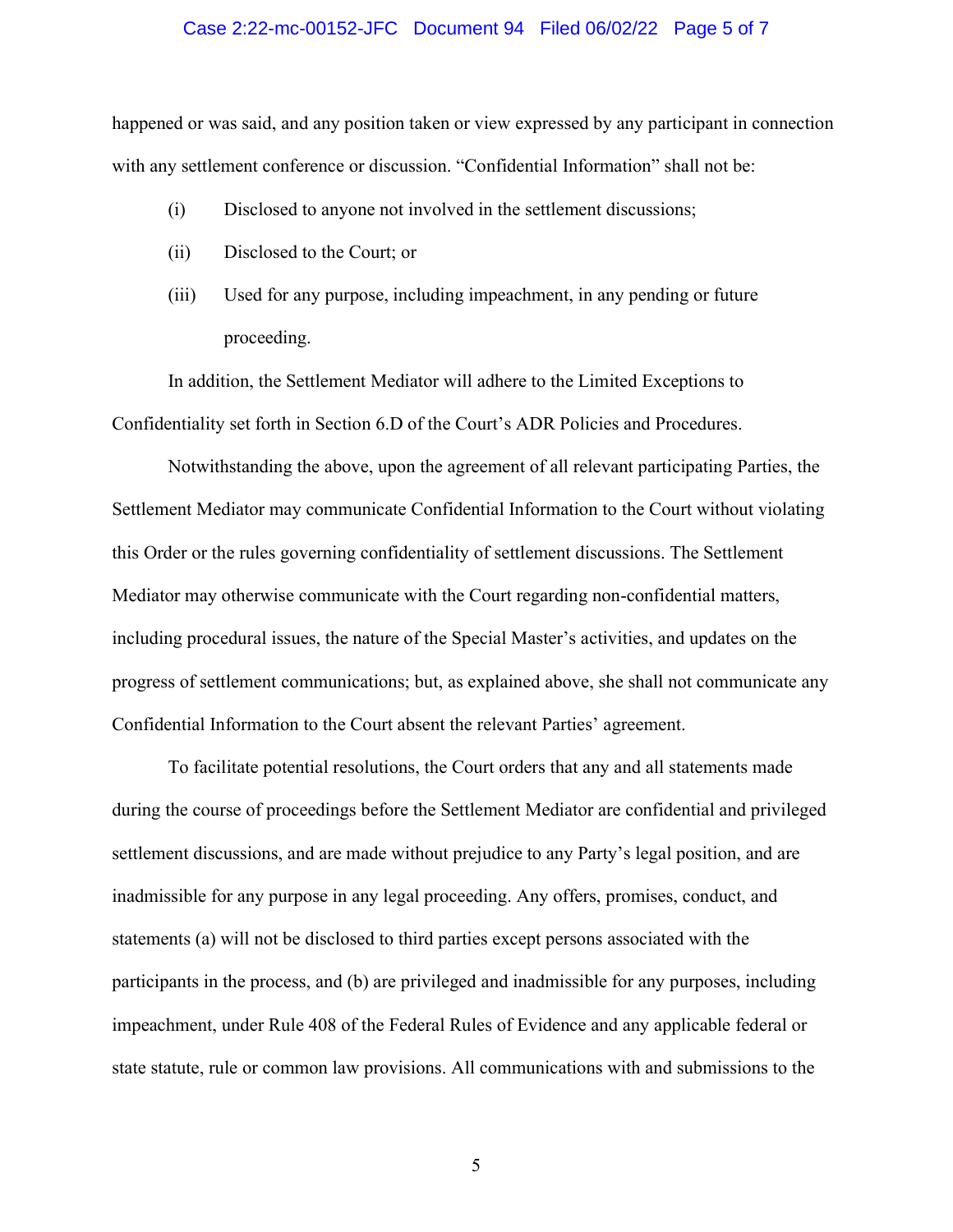happened or was said, and any position taken or view expressed by any participant in connection with any settlement conference or discussion. "Confidential Information" shall not be:

(i) Disclosed to anyone not involved in the settlement discussions;

(ii) Disclosed to the Court; or

(iii) Used for any purpose, including impeachment, in any pending or future proceeding.

In addition, the Settlement Mediator will adhere to the Limited Exceptions to Confidentiality set forth in Section 6.D of the Court's ADR Policies and Procedures.

Notwithstanding the above, upon the agreement of all relevant participating Parties, the Settlement Mediator may communicate Confidential Information to the Court without violating this Order or the rules governing confidentiality of settlement discussions. The Settlement Mediator may otherwise communicate with the Court regarding non-confidential matters, including procedural issues, the nature of the Special Master's activities, and updates on the progress of settlement communications; but, as explained above, she shall not communicate any Confidential Information to the Court absent the relevant Parties' agreement.

To facilitate potential resolutions, the Court orders that any and all statements made during the course of proceedings before the Settlement Mediator are confidential and privileged settlement discussions, and are made without prejudice to any Party's legal position, and are inadmissible for any purpose in any legal proceeding. Any offers, promises, conduct, and statements (a) will not be disclosed to third parties except persons associated with the participants in the process, and (b) are privileged and inadmissible for any purposes, including impeachment, under Rule 408 of the Federal Rules of Evidence and any applicable federal or state statute, rule or common law provisions. All communications with and submissions to the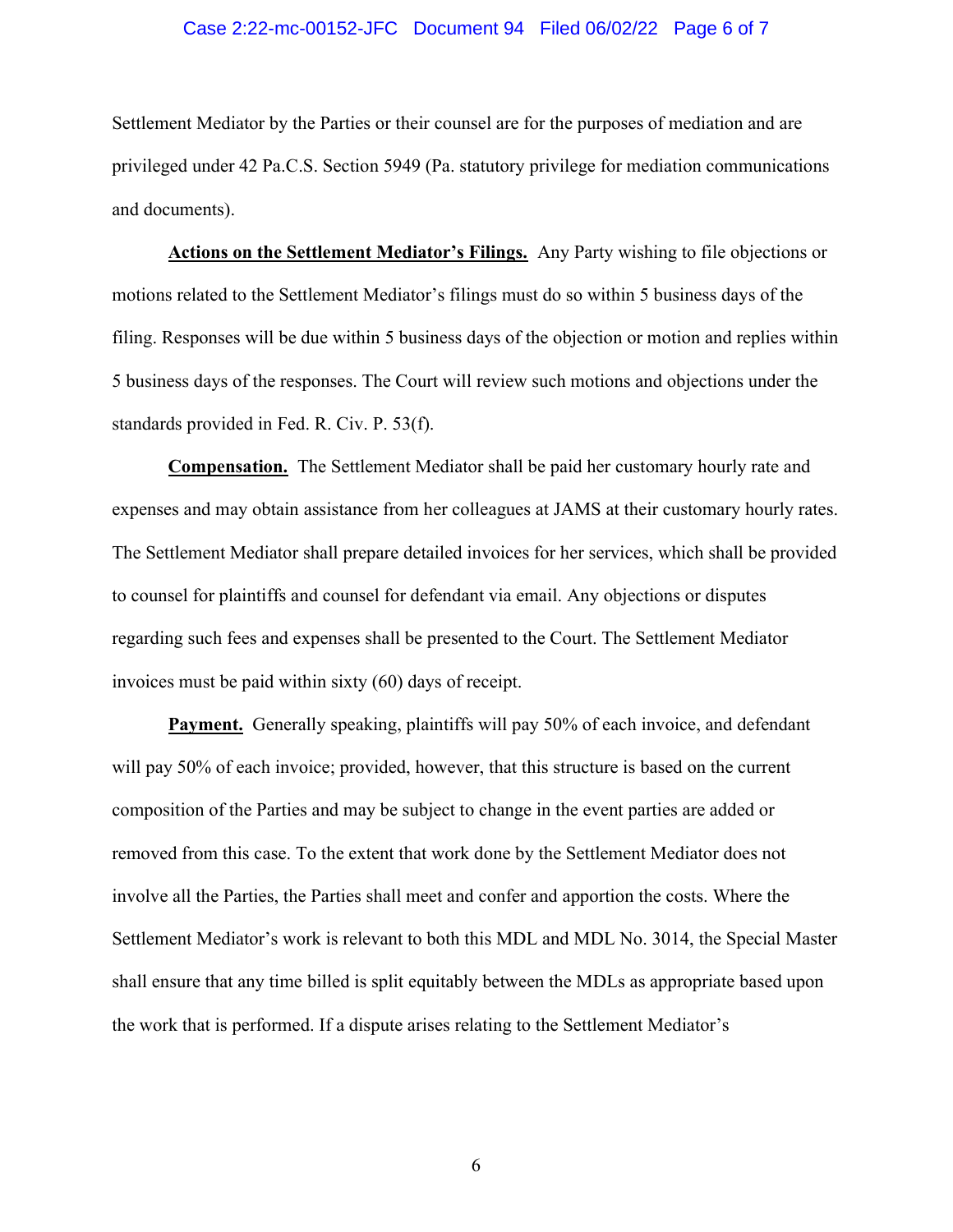Settlement Mediator by the Parties or their counsel are for the purposes of mediation and are privileged under 42 Pa.C.S. Section 5949 (Pa. statutory privilege for mediation communications and documents).

**Actions on the Settlement Mediator's Filings.** Any Party wishing to file objections or motions related to the Settlement Mediator's filings must do so within 5 business days of the filing. Responses will be due within 5 business days of the objection or motion and replies within 5 business days of the responses. The Court will review such motions and objections under the standards provided in Fed. R. Civ. P. 53(f).

**Compensation.** The Settlement Mediator shall be paid her customary hourly rate and expenses and may obtain assistance from her colleagues at JAMS at their customary hourly rates. The Settlement Mediator shall prepare detailed invoices for her services, which shall be provided to counsel for plaintiffs and counsel for defendant via email. Any objections or disputes regarding such fees and expenses shall be presented to the Court. The Settlement Mediator invoices must be paid within sixty (60) days of receipt.

**Payment.** Generally speaking, plaintiffs will pay 50% of each invoice, and defendant will pay 50% of each invoice; provided, however, that this structure is based on the current composition of the Parties and may be subject to change in the event parties are added or removed from this case. To the extent that work done by the Settlement Mediator does not involve all the Parties, the Parties shall meet and confer and apportion the costs. Where the Settlement Mediator's work is relevant to both this MDL and MDL No. 3014, the Special Master shall ensure that any time billed is split equitably between the MDLs as appropriate based upon the work that is performed. If a dispute arises relating to the Settlement Mediator's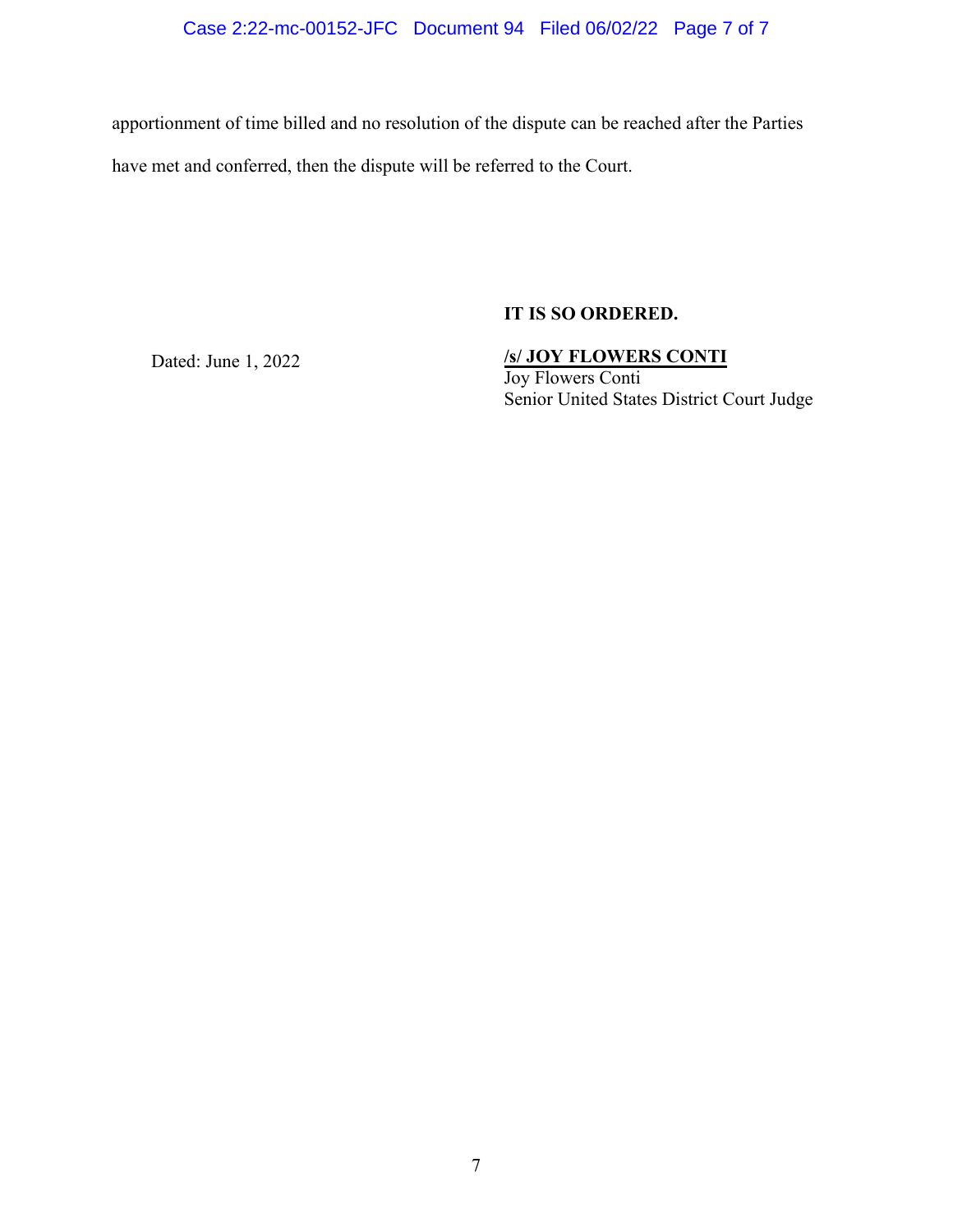apportionment of time billed and no resolution of the dispute can be reached after the Parties have met and conferred, then the dispute will be referred to the Court.

**IT IS SO ORDERED.**

Dated: June 1, 2022

**/s/ JOY FLOWERS CONTI**
Joy Flowers Conti
Senior United States District Court Judge